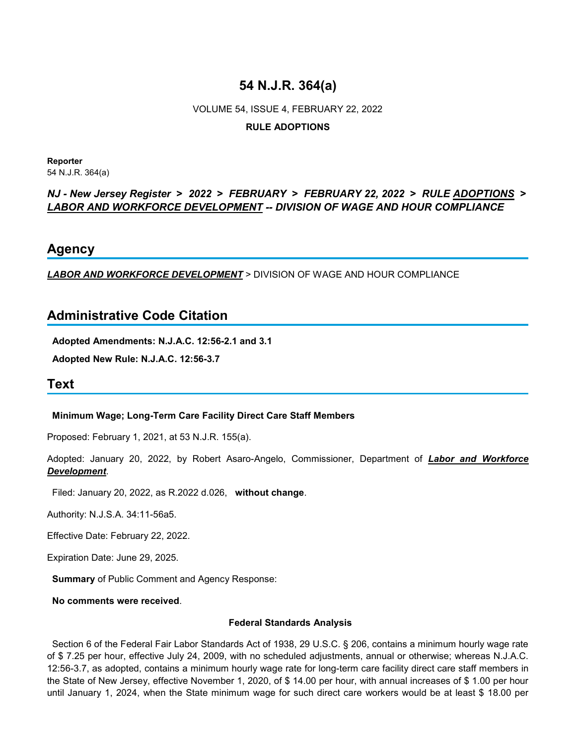# 54 N.J.R. 364(a)

VOLUME 54, ISSUE 4, FEBRUARY 22, 2022

**RULE ADOPTIONS**

**Reporter**
54 N.J.R. 364(a)

***NJ - New Jersey Register > 2022 > FEBRUARY > FEBRUARY 22, 2022 > RULE ADOPTIONS > LABOR AND WORKFORCE DEVELOPMENT -- DIVISION OF WAGE AND HOUR COMPLIANCE***

## Agency

***LABOR AND WORKFORCE DEVELOPMENT*** > DIVISION OF WAGE AND HOUR COMPLIANCE

## Administrative Code Citation

**Adopted Amendments: N.J.A.C. 12:56-2.1 and 3.1**

**Adopted New Rule: N.J.A.C. 12:56-3.7**

## Text

**Minimum Wage; Long-Term Care Facility Direct Care Staff Members**

Proposed: February 1, 2021, at 53 N.J.R. 155(a).

Adopted: January 20, 2022, by Robert Asaro-Angelo, Commissioner, Department of ***Labor and Workforce Development***.

Filed: January 20, 2022, as R.2022 d.026, **without change**.

Authority: N.J.S.A. 34:11-56a5.

Effective Date: February 22, 2022.

Expiration Date: June 29, 2025.

**Summary** of Public Comment and Agency Response:

**No comments were received**.

**Federal Standards Analysis**

Section 6 of the Federal Fair Labor Standards Act of 1938, 29 U.S.C. § 206, contains a minimum hourly wage rate of $ 7.25 per hour, effective July 24, 2009, with no scheduled adjustments, annual or otherwise; whereas N.J.A.C. 12:56-3.7, as adopted, contains a minimum hourly wage rate for long-term care facility direct care staff members in the State of New Jersey, effective November 1, 2020, of $ 14.00 per hour, with annual increases of $ 1.00 per hour until January 1, 2024, when the State minimum wage for such direct care workers would be at least $ 18.00 per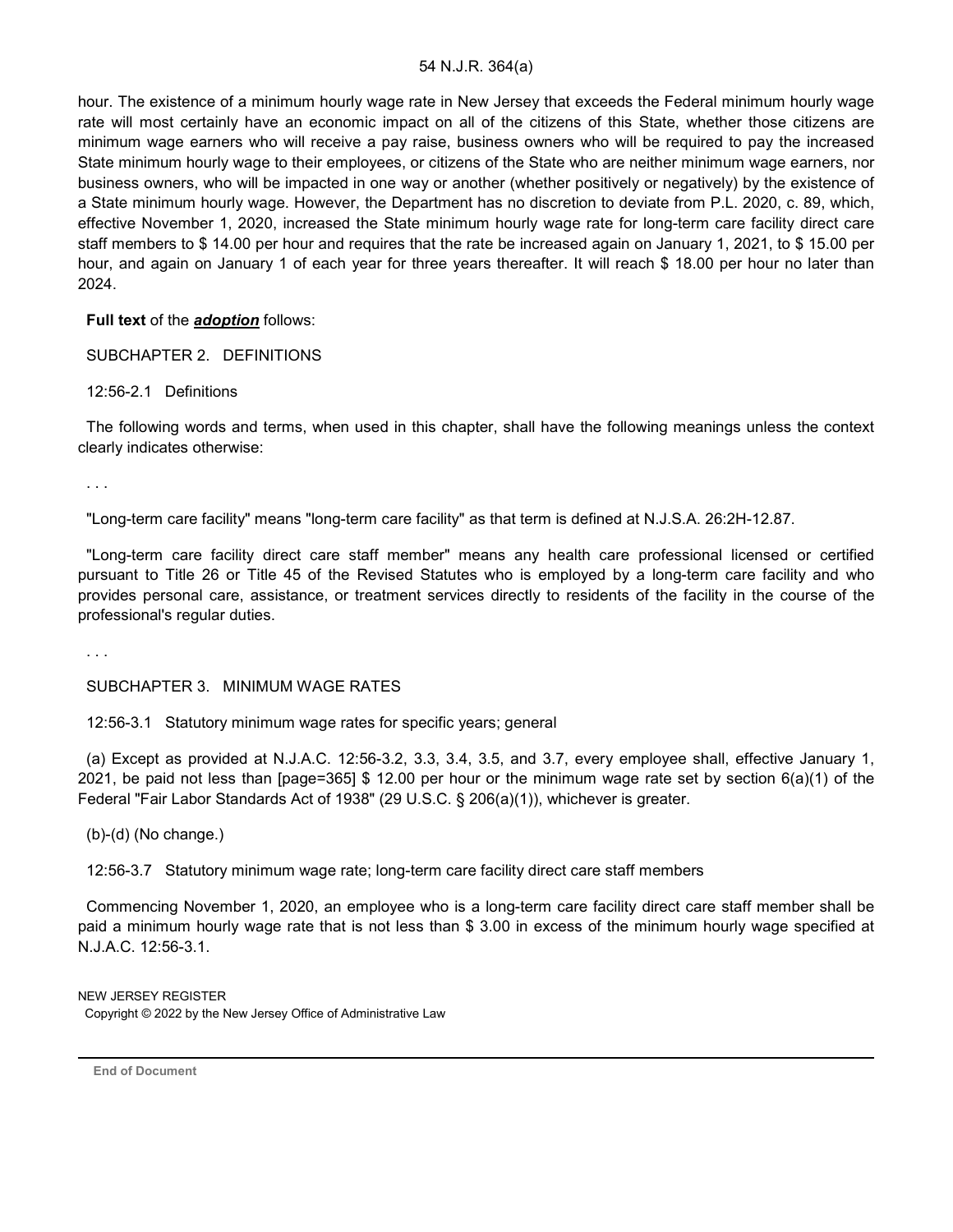hour. The existence of a minimum hourly wage rate in New Jersey that exceeds the Federal minimum hourly wage rate will most certainly have an economic impact on all of the citizens of this State, whether those citizens are minimum wage earners who will receive a pay raise, business owners who will be required to pay the increased State minimum hourly wage to their employees, or citizens of the State who are neither minimum wage earners, nor business owners, who will be impacted in one way or another (whether positively or negatively) by the existence of a State minimum hourly wage. However, the Department has no discretion to deviate from P.L. 2020, c. 89, which, effective November 1, 2020, increased the State minimum hourly wage rate for long-term care facility direct care staff members to $ 14.00 per hour and requires that the rate be increased again on January 1, 2021, to $ 15.00 per hour, and again on January 1 of each year for three years thereafter. It will reach $ 18.00 per hour no later than 2024.

**Full text** of the ***adoption*** follows:

SUBCHAPTER 2. DEFINITIONS

12:56-2.1 Definitions

The following words and terms, when used in this chapter, shall have the following meanings unless the context clearly indicates otherwise:

. . .

"Long-term care facility" means "long-term care facility" as that term is defined at N.J.S.A. 26:2H-12.87.

"Long-term care facility direct care staff member" means any health care professional licensed or certified pursuant to Title 26 or Title 45 of the Revised Statutes who is employed by a long-term care facility and who provides personal care, assistance, or treatment services directly to residents of the facility in the course of the professional's regular duties.

. . .

SUBCHAPTER 3. MINIMUM WAGE RATES

12:56-3.1 Statutory minimum wage rates for specific years; general

(a) Except as provided at N.J.A.C. 12:56-3.2, 3.3, 3.4, 3.5, and 3.7, every employee shall, effective January 1, 2021, be paid not less than [page=365] $ 12.00 per hour or the minimum wage rate set by section 6(a)(1) of the Federal "Fair Labor Standards Act of 1938" (29 U.S.C. § 206(a)(1)), whichever is greater.

(b)-(d) (No change.)

12:56-3.7 Statutory minimum wage rate; long-term care facility direct care staff members

Commencing November 1, 2020, an employee who is a long-term care facility direct care staff member shall be paid a minimum hourly wage rate that is not less than $ 3.00 in excess of the minimum hourly wage specified at N.J.A.C. 12:56-3.1.

NEW JERSEY REGISTER
Copyright © 2022 by the New Jersey Office of Administrative Law

End of Document